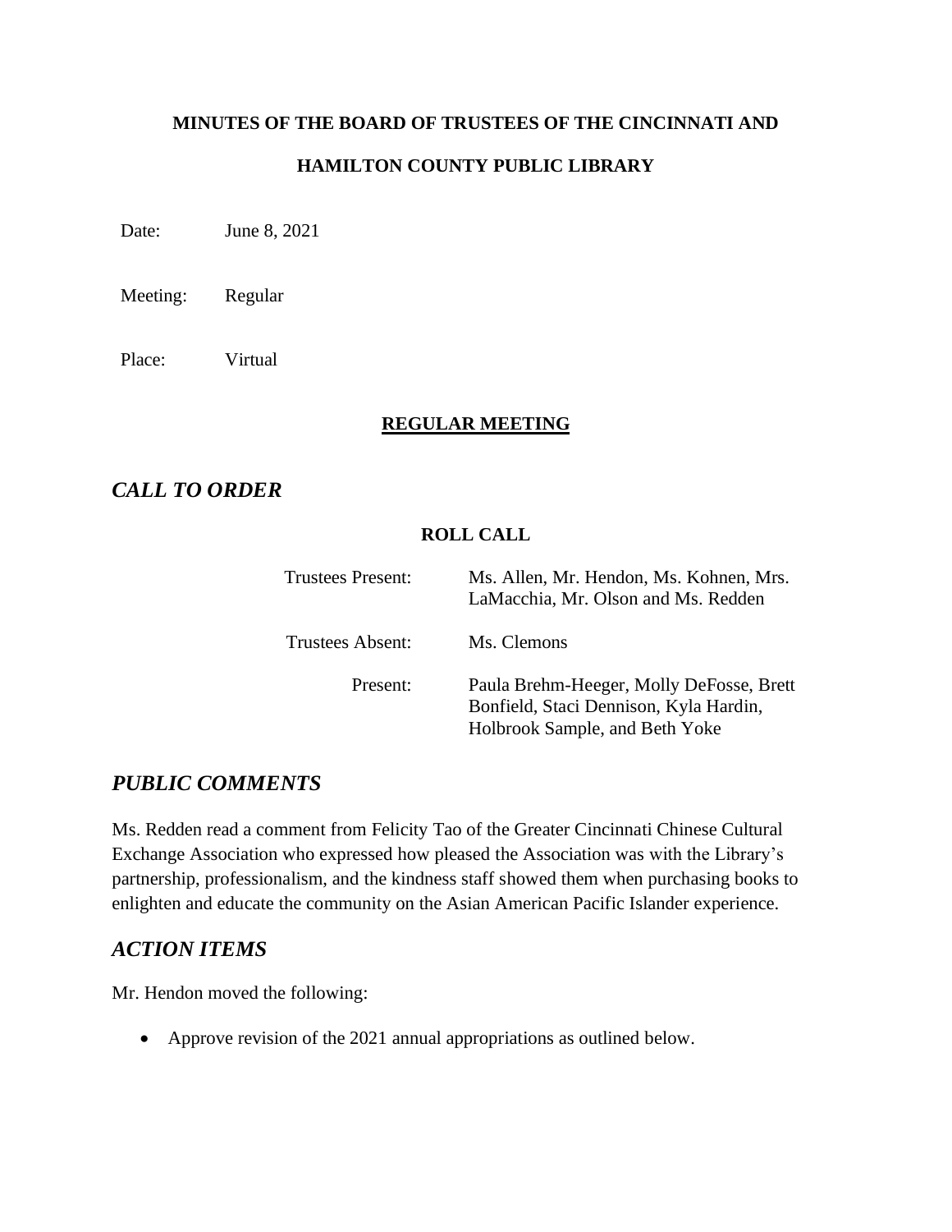**MINUTES OF THE BOARD OF TRUSTEES OF THE CINCINNATI AND**

**HAMILTON COUNTY PUBLIC LIBRARY**

Date: June 8, 2021

Meeting: Regular

Place: Virtual

## REGULAR MEETING

## *CALL TO ORDER*

**ROLL CALL**

| | |
|---|---|
| Trustees Present: | Ms. Allen, Mr. Hendon, Ms. Kohnen, Mrs. LaMacchia, Mr. Olson and Ms. Redden |
| Trustees Absent: | Ms. Clemons |
| Present: | Paula Brehm-Heeger, Molly DeFosse, Brett Bonfield, Staci Dennison, Kyla Hardin, Holbrook Sample, and Beth Yoke |

## *PUBLIC COMMENTS*

Ms. Redden read a comment from Felicity Tao of the Greater Cincinnati Chinese Cultural Exchange Association who expressed how pleased the Association was with the Library's partnership, professionalism, and the kindness staff showed them when purchasing books to enlighten and educate the community on the Asian American Pacific Islander experience.

## *ACTION ITEMS*

Mr. Hendon moved the following:

- Approve revision of the 2021 annual appropriations as outlined below.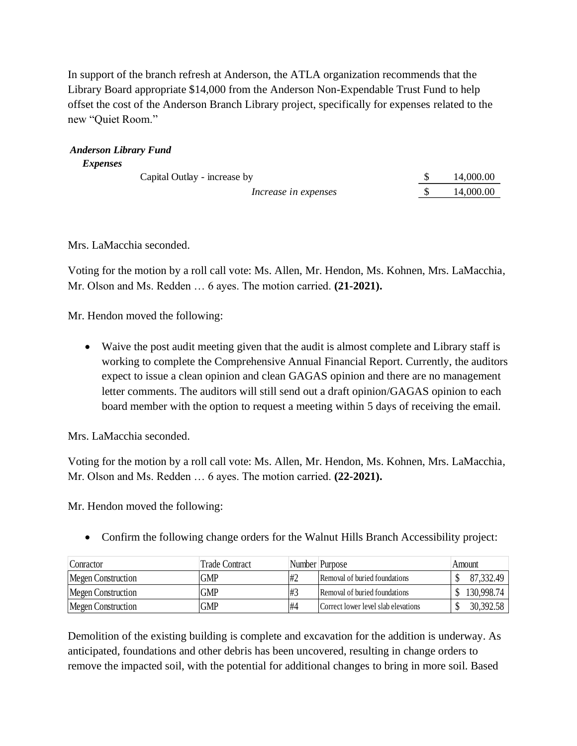In support of the branch refresh at Anderson, the ATLA organization recommends that the Library Board appropriate $14,000 from the Anderson Non-Expendable Trust Fund to help offset the cost of the Anderson Branch Library project, specifically for expenses related to the new "Quiet Room."

***Anderson Library Fund***

***Expenses***

| | |
|---|---|
| Capital Outlay - increase by | $ 14,000.00 |
| *Increase in expenses* | $ 14,000.00 |

Mrs. LaMacchia seconded.

Voting for the motion by a roll call vote: Ms. Allen, Mr. Hendon, Ms. Kohnen, Mrs. LaMacchia, Mr. Olson and Ms. Redden … 6 ayes. The motion carried. **(21-2021).**

Mr. Hendon moved the following:

- Waive the post audit meeting given that the audit is almost complete and Library staff is working to complete the Comprehensive Annual Financial Report. Currently, the auditors expect to issue a clean opinion and clean GAGAS opinion and there are no management letter comments. The auditors will still send out a draft opinion/GAGAS opinion to each board member with the option to request a meeting within 5 days of receiving the email.

Mrs. LaMacchia seconded.

Voting for the motion by a roll call vote: Ms. Allen, Mr. Hendon, Ms. Kohnen, Mrs. LaMacchia, Mr. Olson and Ms. Redden … 6 ayes. The motion carried. **(22-2021).**

Mr. Hendon moved the following:

- Confirm the following change orders for the Walnut Hills Branch Accessibility project:

| Conractor | Trade Contract | Number | Purpose | Amount |
|---|---|---|---|---|
| Megen Construction | GMP | #2 | Removal of buried foundations | $ 87,332.49 |
| Megen Construction | GMP | #3 | Removal of buried foundations | $ 130,998.74 |
| Megen Construction | GMP | #4 | Correct lower level slab elevations | $ 30,392.58 |

Demolition of the existing building is complete and excavation for the addition is underway. As anticipated, foundations and other debris has been uncovered, resulting in change orders to remove the impacted soil, with the potential for additional changes to bring in more soil. Based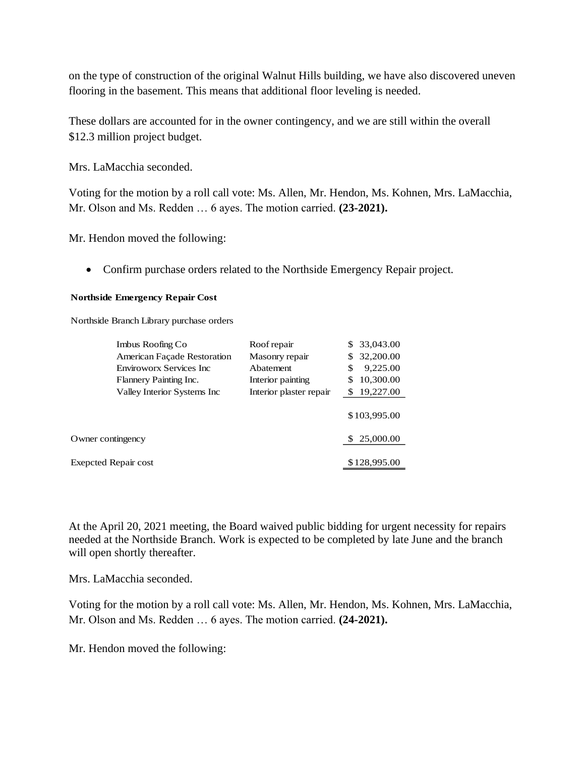on the type of construction of the original Walnut Hills building, we have also discovered uneven flooring in the basement. This means that additional floor leveling is needed.

These dollars are accounted for in the owner contingency, and we are still within the overall $12.3 million project budget.

Mrs. LaMacchia seconded.

Voting for the motion by a roll call vote: Ms. Allen, Mr. Hendon, Ms. Kohnen, Mrs. LaMacchia, Mr. Olson and Ms. Redden … 6 ayes. The motion carried. **(23-2021).**

Mr. Hendon moved the following:

- Confirm purchase orders related to the Northside Emergency Repair project.

**Northside Emergency Repair Cost**

Northside Branch Library purchase orders

| | | |
|---|---|---|
| Imbus Roofing Co | Roof repair | $ 33,043.00 |
| American Façade Restoration | Masonry repair | $ 32,200.00 |
| Enviroworx Services Inc | Abatement | $ 9,225.00 |
| Flannery Painting Inc. | Interior painting | $ 10,300.00 |
| Valley Interior Systems Inc | Interior plaster repair | $ 19,227.00 |
| | | $103,995.00 |
| Owner contingency | | $ 25,000.00 |
| Exepcted Repair cost | | $128,995.00 |

At the April 20, 2021 meeting, the Board waived public bidding for urgent necessity for repairs needed at the Northside Branch. Work is expected to be completed by late June and the branch will open shortly thereafter.

Mrs. LaMacchia seconded.

Voting for the motion by a roll call vote: Ms. Allen, Mr. Hendon, Ms. Kohnen, Mrs. LaMacchia, Mr. Olson and Ms. Redden … 6 ayes. The motion carried. **(24-2021).**

Mr. Hendon moved the following: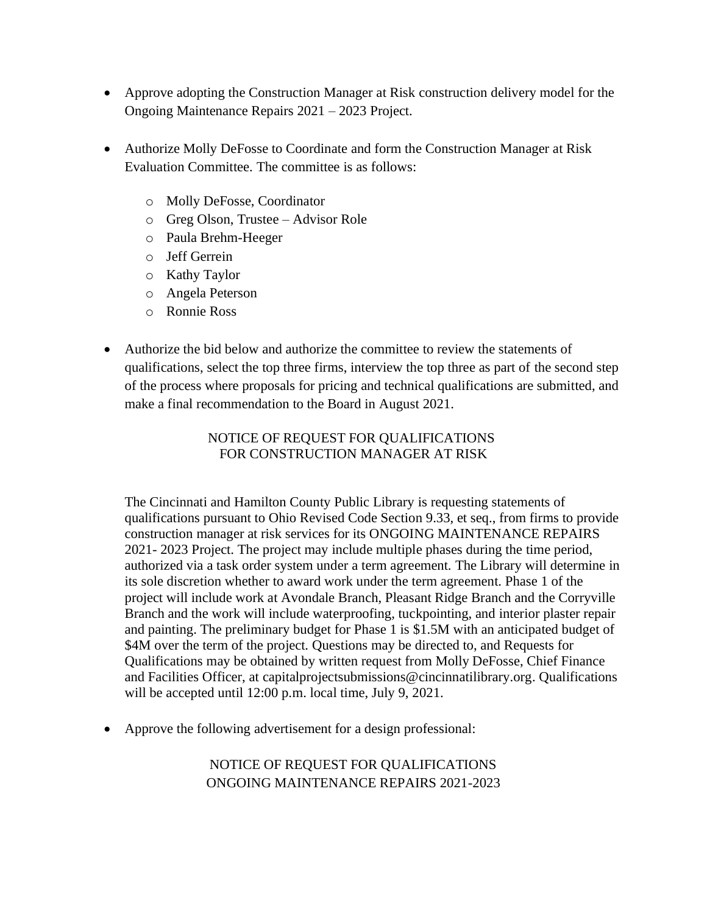- Approve adopting the Construction Manager at Risk construction delivery model for the Ongoing Maintenance Repairs 2021 – 2023 Project.

- Authorize Molly DeFosse to Coordinate and form the Construction Manager at Risk Evaluation Committee. The committee is as follows:

    - Molly DeFosse, Coordinator
    - Greg Olson, Trustee – Advisor Role
    - Paula Brehm-Heeger
    - Jeff Gerrein
    - Kathy Taylor
    - Angela Peterson
    - Ronnie Ross

- Authorize the bid below and authorize the committee to review the statements of qualifications, select the top three firms, interview the top three as part of the second step of the process where proposals for pricing and technical qualifications are submitted, and make a final recommendation to the Board in August 2021.

NOTICE OF REQUEST FOR QUALIFICATIONS
FOR CONSTRUCTION MANAGER AT RISK

The Cincinnati and Hamilton County Public Library is requesting statements of qualifications pursuant to Ohio Revised Code Section 9.33, et seq., from firms to provide construction manager at risk services for its ONGOING MAINTENANCE REPAIRS 2021- 2023 Project. The project may include multiple phases during the time period, authorized via a task order system under a term agreement. The Library will determine in its sole discretion whether to award work under the term agreement. Phase 1 of the project will include work at Avondale Branch, Pleasant Ridge Branch and the Corryville Branch and the work will include waterproofing, tuckpointing, and interior plaster repair and painting. The preliminary budget for Phase 1 is $1.5M with an anticipated budget of $4M over the term of the project. Questions may be directed to, and Requests for Qualifications may be obtained by written request from Molly DeFosse, Chief Finance and Facilities Officer, at capitalprojectsubmissions@cincinnatilibrary.org. Qualifications will be accepted until 12:00 p.m. local time, July 9, 2021.

- Approve the following advertisement for a design professional:

NOTICE OF REQUEST FOR QUALIFICATIONS
ONGOING MAINTENANCE REPAIRS 2021-2023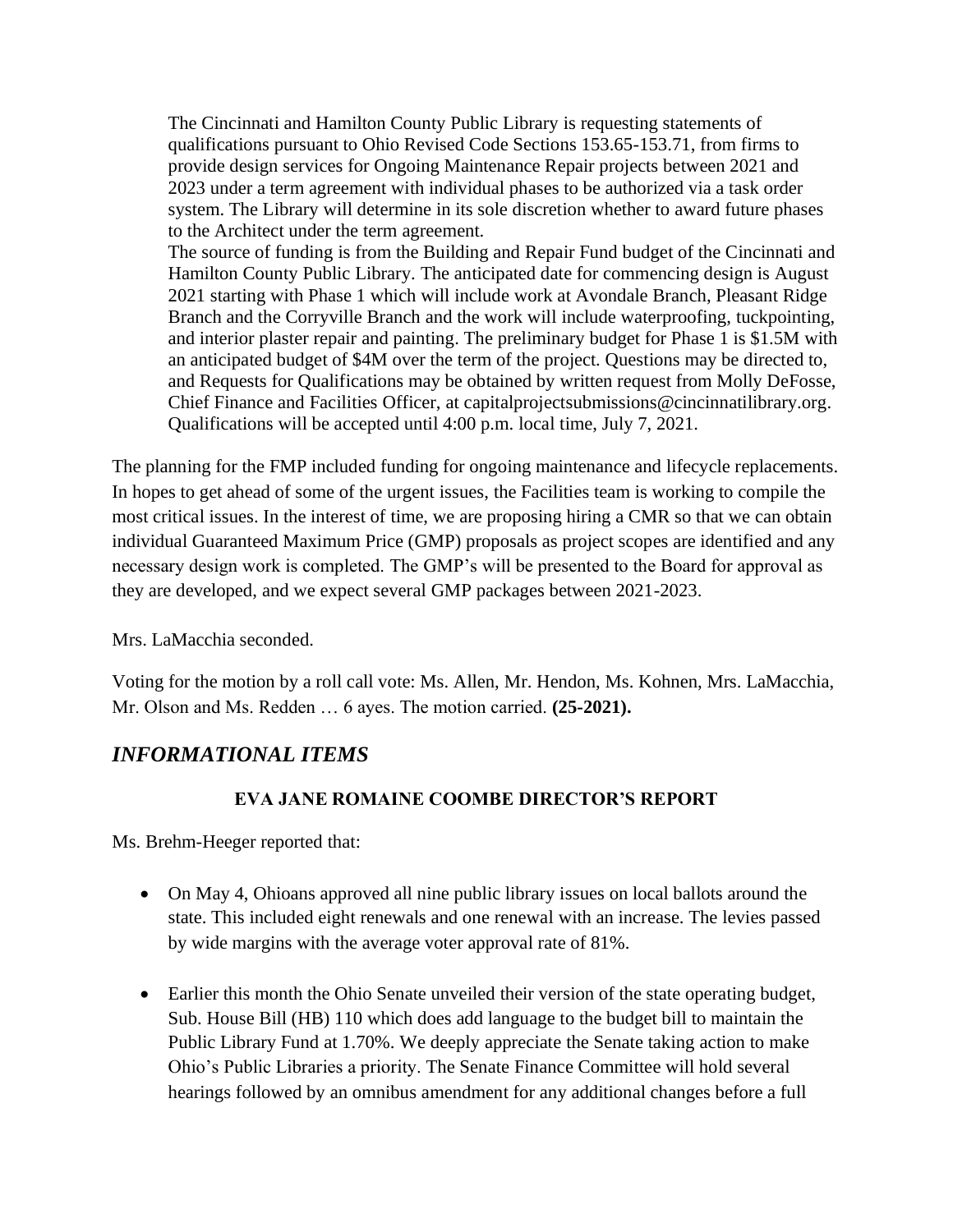> The Cincinnati and Hamilton County Public Library is requesting statements of qualifications pursuant to Ohio Revised Code Sections 153.65-153.71, from firms to provide design services for Ongoing Maintenance Repair projects between 2021 and 2023 under a term agreement with individual phases to be authorized via a task order system. The Library will determine in its sole discretion whether to award future phases to the Architect under the term agreement.
> The source of funding is from the Building and Repair Fund budget of the Cincinnati and Hamilton County Public Library. The anticipated date for commencing design is August 2021 starting with Phase 1 which will include work at Avondale Branch, Pleasant Ridge Branch and the Corryville Branch and the work will include waterproofing, tuckpointing, and interior plaster repair and painting. The preliminary budget for Phase 1 is $1.5M with an anticipated budget of $4M over the term of the project. Questions may be directed to, and Requests for Qualifications may be obtained by written request from Molly DeFosse, Chief Finance and Facilities Officer, at capitalprojectsubmissions@cincinnatilibrary.org. Qualifications will be accepted until 4:00 p.m. local time, July 7, 2021.

The planning for the FMP included funding for ongoing maintenance and lifecycle replacements. In hopes to get ahead of some of the urgent issues, the Facilities team is working to compile the most critical issues. In the interest of time, we are proposing hiring a CMR so that we can obtain individual Guaranteed Maximum Price (GMP) proposals as project scopes are identified and any necessary design work is completed. The GMP's will be presented to the Board for approval as they are developed, and we expect several GMP packages between 2021-2023.

Mrs. LaMacchia seconded.

Voting for the motion by a roll call vote: Ms. Allen, Mr. Hendon, Ms. Kohnen, Mrs. LaMacchia, Mr. Olson and Ms. Redden … 6 ayes. The motion carried. **(25-2021).**

## *INFORMATIONAL ITEMS*

### EVA JANE ROMAINE COOMBE DIRECTOR'S REPORT

Ms. Brehm-Heeger reported that:

- On May 4, Ohioans approved all nine public library issues on local ballots around the state. This included eight renewals and one renewal with an increase. The levies passed by wide margins with the average voter approval rate of 81%.
- Earlier this month the Ohio Senate unveiled their version of the state operating budget, Sub. House Bill (HB) 110 which does add language to the budget bill to maintain the Public Library Fund at 1.70%. We deeply appreciate the Senate taking action to make Ohio's Public Libraries a priority. The Senate Finance Committee will hold several hearings followed by an omnibus amendment for any additional changes before a full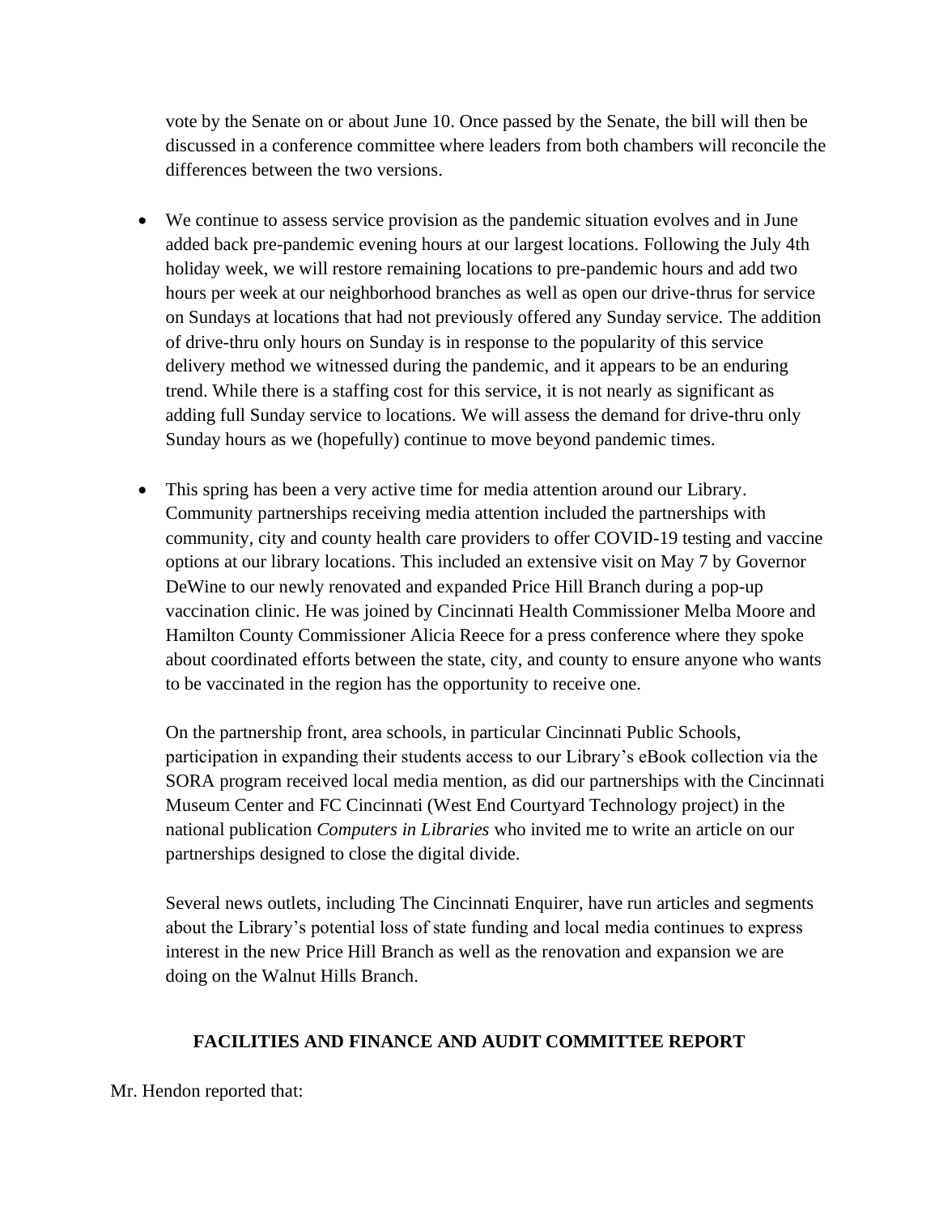vote by the Senate on or about June 10. Once passed by the Senate, the bill will then be discussed in a conference committee where leaders from both chambers will reconcile the differences between the two versions.

- We continue to assess service provision as the pandemic situation evolves and in June added back pre-pandemic evening hours at our largest locations. Following the July 4th holiday week, we will restore remaining locations to pre-pandemic hours and add two hours per week at our neighborhood branches as well as open our drive-thrus for service on Sundays at locations that had not previously offered any Sunday service. The addition of drive-thru only hours on Sunday is in response to the popularity of this service delivery method we witnessed during the pandemic, and it appears to be an enduring trend. While there is a staffing cost for this service, it is not nearly as significant as adding full Sunday service to locations. We will assess the demand for drive-thru only Sunday hours as we (hopefully) continue to move beyond pandemic times.

- This spring has been a very active time for media attention around our Library. Community partnerships receiving media attention included the partnerships with community, city and county health care providers to offer COVID-19 testing and vaccine options at our library locations. This included an extensive visit on May 7 by Governor DeWine to our newly renovated and expanded Price Hill Branch during a pop-up vaccination clinic. He was joined by Cincinnati Health Commissioner Melba Moore and Hamilton County Commissioner Alicia Reece for a press conference where they spoke about coordinated efforts between the state, city, and county to ensure anyone who wants to be vaccinated in the region has the opportunity to receive one.

  On the partnership front, area schools, in particular Cincinnati Public Schools, participation in expanding their students access to our Library's eBook collection via the SORA program received local media mention, as did our partnerships with the Cincinnati Museum Center and FC Cincinnati (West End Courtyard Technology project) in the national publication *Computers in Libraries* who invited me to write an article on our partnerships designed to close the digital divide.

  Several news outlets, including The Cincinnati Enquirer, have run articles and segments about the Library's potential loss of state funding and local media continues to express interest in the new Price Hill Branch as well as the renovation and expansion we are doing on the Walnut Hills Branch.

## FACILITIES AND FINANCE AND AUDIT COMMITTEE REPORT

Mr. Hendon reported that: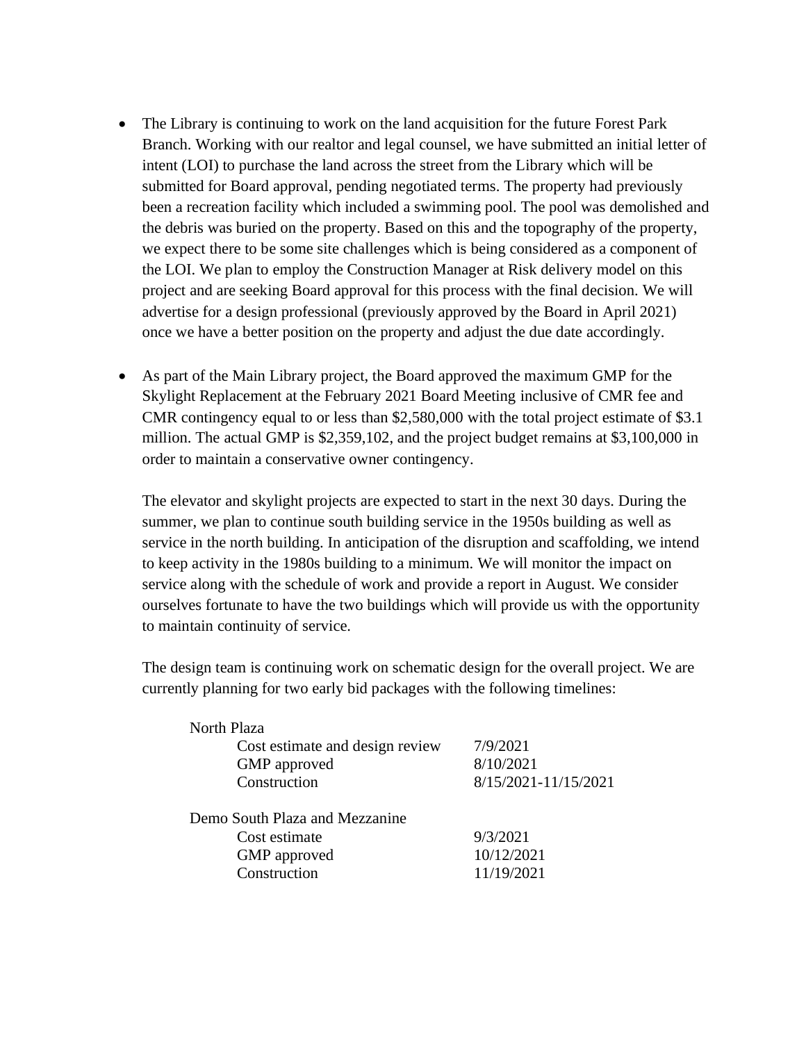- The Library is continuing to work on the land acquisition for the future Forest Park Branch. Working with our realtor and legal counsel, we have submitted an initial letter of intent (LOI) to purchase the land across the street from the Library which will be submitted for Board approval, pending negotiated terms. The property had previously been a recreation facility which included a swimming pool. The pool was demolished and the debris was buried on the property. Based on this and the topography of the property, we expect there to be some site challenges which is being considered as a component of the LOI. We plan to employ the Construction Manager at Risk delivery model on this project and are seeking Board approval for this process with the final decision. We will advertise for a design professional (previously approved by the Board in April 2021) once we have a better position on the property and adjust the due date accordingly.

- As part of the Main Library project, the Board approved the maximum GMP for the Skylight Replacement at the February 2021 Board Meeting inclusive of CMR fee and CMR contingency equal to or less than $2,580,000 with the total project estimate of $3.1 million. The actual GMP is $2,359,102, and the project budget remains at $3,100,000 in order to maintain a conservative owner contingency.

  The elevator and skylight projects are expected to start in the next 30 days. During the summer, we plan to continue south building service in the 1950s building as well as service in the north building. In anticipation of the disruption and scaffolding, we intend to keep activity in the 1980s building to a minimum. We will monitor the impact on service along with the schedule of work and provide a report in August. We consider ourselves fortunate to have the two buildings which will provide us with the opportunity to maintain continuity of service.

  The design team is continuing work on schematic design for the overall project. We are currently planning for two early bid packages with the following timelines:

| | |
|---|---|
| **North Plaza** | |
| Cost estimate and design review | 7/9/2021 |
| GMP approved | 8/10/2021 |
| Construction | 8/15/2021-11/15/2021 |
| **Demo South Plaza and Mezzanine** | |
| Cost estimate | 9/3/2021 |
| GMP approved | 10/12/2021 |
| Construction | 11/19/2021 |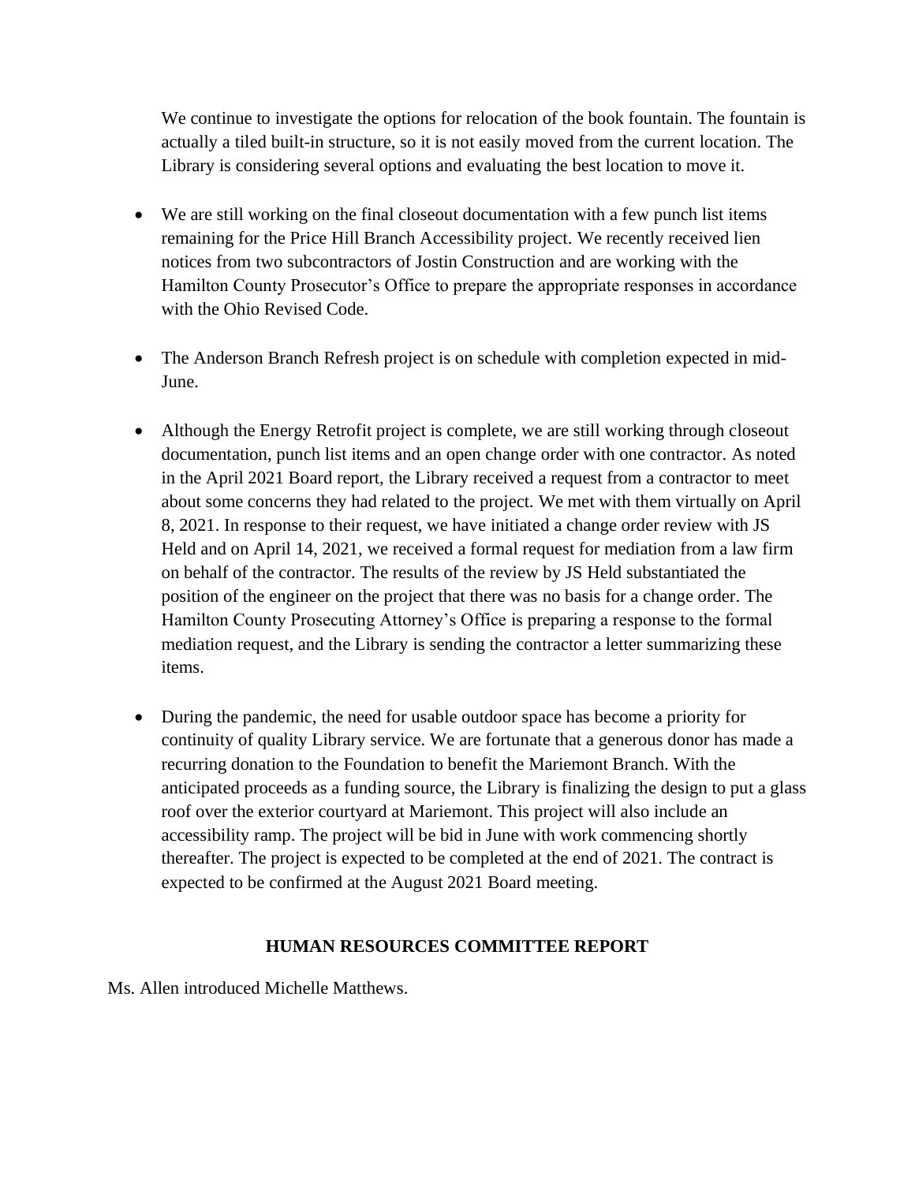We continue to investigate the options for relocation of the book fountain. The fountain is actually a tiled built-in structure, so it is not easily moved from the current location. The Library is considering several options and evaluating the best location to move it.

- We are still working on the final closeout documentation with a few punch list items remaining for the Price Hill Branch Accessibility project. We recently received lien notices from two subcontractors of Jostin Construction and are working with the Hamilton County Prosecutor's Office to prepare the appropriate responses in accordance with the Ohio Revised Code.

- The Anderson Branch Refresh project is on schedule with completion expected in mid-June.

- Although the Energy Retrofit project is complete, we are still working through closeout documentation, punch list items and an open change order with one contractor. As noted in the April 2021 Board report, the Library received a request from a contractor to meet about some concerns they had related to the project. We met with them virtually on April 8, 2021. In response to their request, we have initiated a change order review with JS Held and on April 14, 2021, we received a formal request for mediation from a law firm on behalf of the contractor. The results of the review by JS Held substantiated the position of the engineer on the project that there was no basis for a change order. The Hamilton County Prosecuting Attorney's Office is preparing a response to the formal mediation request, and the Library is sending the contractor a letter summarizing these items.

- During the pandemic, the need for usable outdoor space has become a priority for continuity of quality Library service. We are fortunate that a generous donor has made a recurring donation to the Foundation to benefit the Mariemont Branch. With the anticipated proceeds as a funding source, the Library is finalizing the design to put a glass roof over the exterior courtyard at Mariemont. This project will also include an accessibility ramp. The project will be bid in June with work commencing shortly thereafter. The project is expected to be completed at the end of 2021. The contract is expected to be confirmed at the August 2021 Board meeting.

## HUMAN RESOURCES COMMITTEE REPORT

Ms. Allen introduced Michelle Matthews.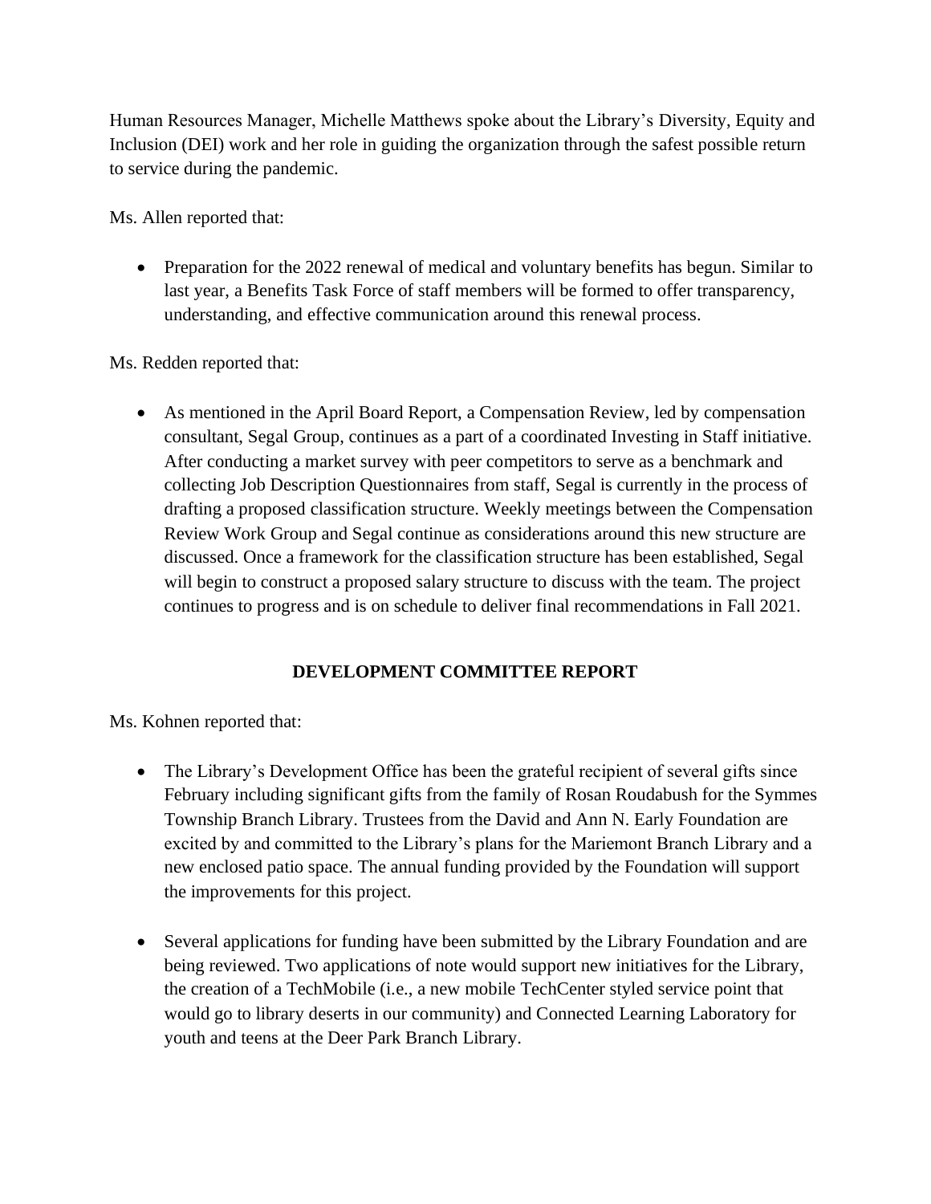Human Resources Manager, Michelle Matthews spoke about the Library's Diversity, Equity and Inclusion (DEI) work and her role in guiding the organization through the safest possible return to service during the pandemic.

Ms. Allen reported that:

- Preparation for the 2022 renewal of medical and voluntary benefits has begun. Similar to last year, a Benefits Task Force of staff members will be formed to offer transparency, understanding, and effective communication around this renewal process.

Ms. Redden reported that:

- As mentioned in the April Board Report, a Compensation Review, led by compensation consultant, Segal Group, continues as a part of a coordinated Investing in Staff initiative. After conducting a market survey with peer competitors to serve as a benchmark and collecting Job Description Questionnaires from staff, Segal is currently in the process of drafting a proposed classification structure. Weekly meetings between the Compensation Review Work Group and Segal continue as considerations around this new structure are discussed. Once a framework for the classification structure has been established, Segal will begin to construct a proposed salary structure to discuss with the team. The project continues to progress and is on schedule to deliver final recommendations in Fall 2021.

## DEVELOPMENT COMMITTEE REPORT

Ms. Kohnen reported that:

- The Library's Development Office has been the grateful recipient of several gifts since February including significant gifts from the family of Rosan Roudabush for the Symmes Township Branch Library. Trustees from the David and Ann N. Early Foundation are excited by and committed to the Library's plans for the Mariemont Branch Library and a new enclosed patio space. The annual funding provided by the Foundation will support the improvements for this project.

- Several applications for funding have been submitted by the Library Foundation and are being reviewed. Two applications of note would support new initiatives for the Library, the creation of a TechMobile (i.e., a new mobile TechCenter styled service point that would go to library deserts in our community) and Connected Learning Laboratory for youth and teens at the Deer Park Branch Library.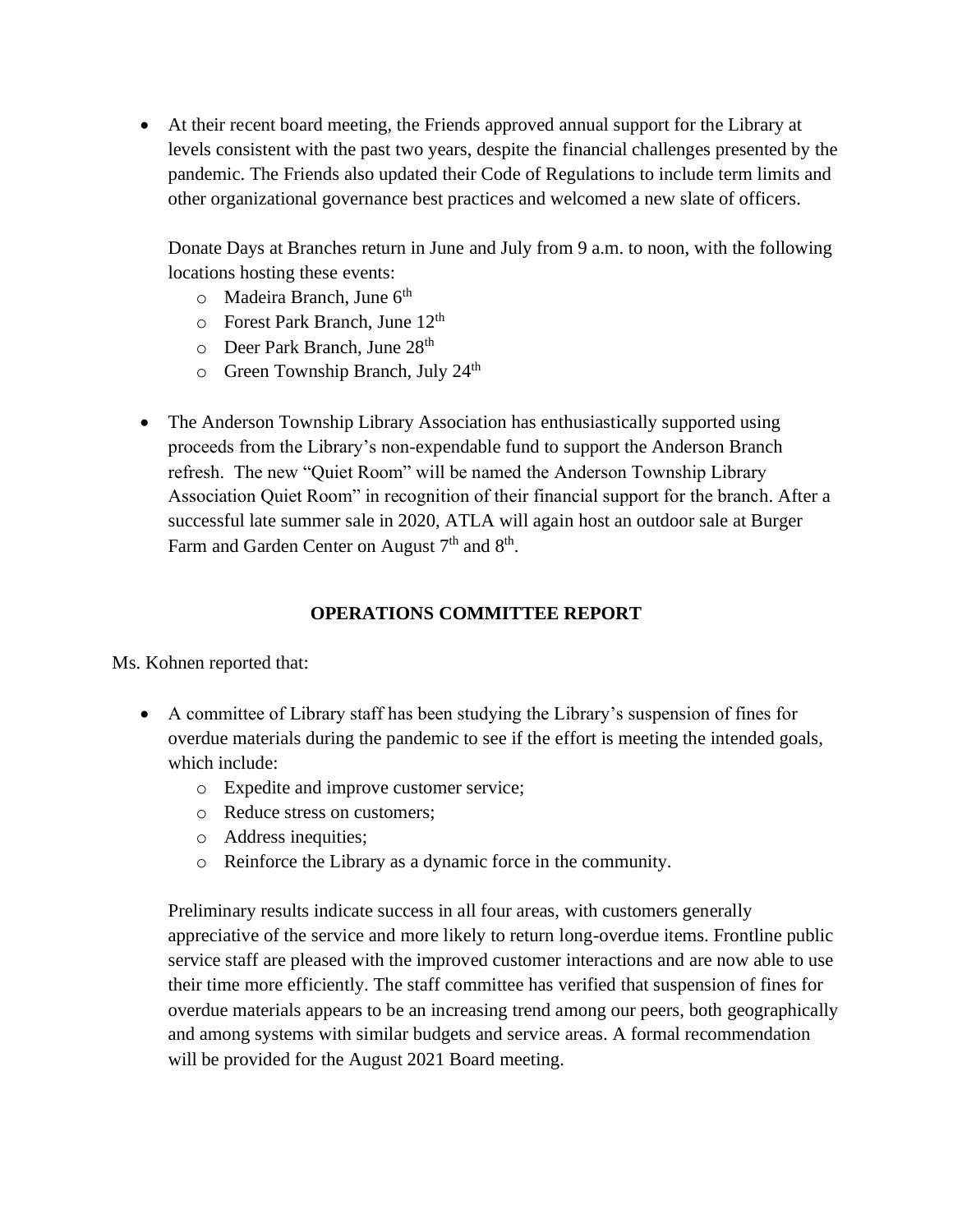- At their recent board meeting, the Friends approved annual support for the Library at levels consistent with the past two years, despite the financial challenges presented by the pandemic. The Friends also updated their Code of Regulations to include term limits and other organizational governance best practices and welcomed a new slate of officers.

  Donate Days at Branches return in June and July from 9 a.m. to noon, with the following locations hosting these events:
  - Madeira Branch, June 6th
  - Forest Park Branch, June 12th
  - Deer Park Branch, June 28th
  - Green Township Branch, July 24th

- The Anderson Township Library Association has enthusiastically supported using proceeds from the Library's non-expendable fund to support the Anderson Branch refresh. The new "Quiet Room" will be named the Anderson Township Library Association Quiet Room" in recognition of their financial support for the branch. After a successful late summer sale in 2020, ATLA will again host an outdoor sale at Burger Farm and Garden Center on August 7th and 8th.

## OPERATIONS COMMITTEE REPORT

Ms. Kohnen reported that:

- A committee of Library staff has been studying the Library's suspension of fines for overdue materials during the pandemic to see if the effort is meeting the intended goals, which include:
  - Expedite and improve customer service;
  - Reduce stress on customers;
  - Address inequities;
  - Reinforce the Library as a dynamic force in the community.

  Preliminary results indicate success in all four areas, with customers generally appreciative of the service and more likely to return long-overdue items. Frontline public service staff are pleased with the improved customer interactions and are now able to use their time more efficiently. The staff committee has verified that suspension of fines for overdue materials appears to be an increasing trend among our peers, both geographically and among systems with similar budgets and service areas. A formal recommendation will be provided for the August 2021 Board meeting.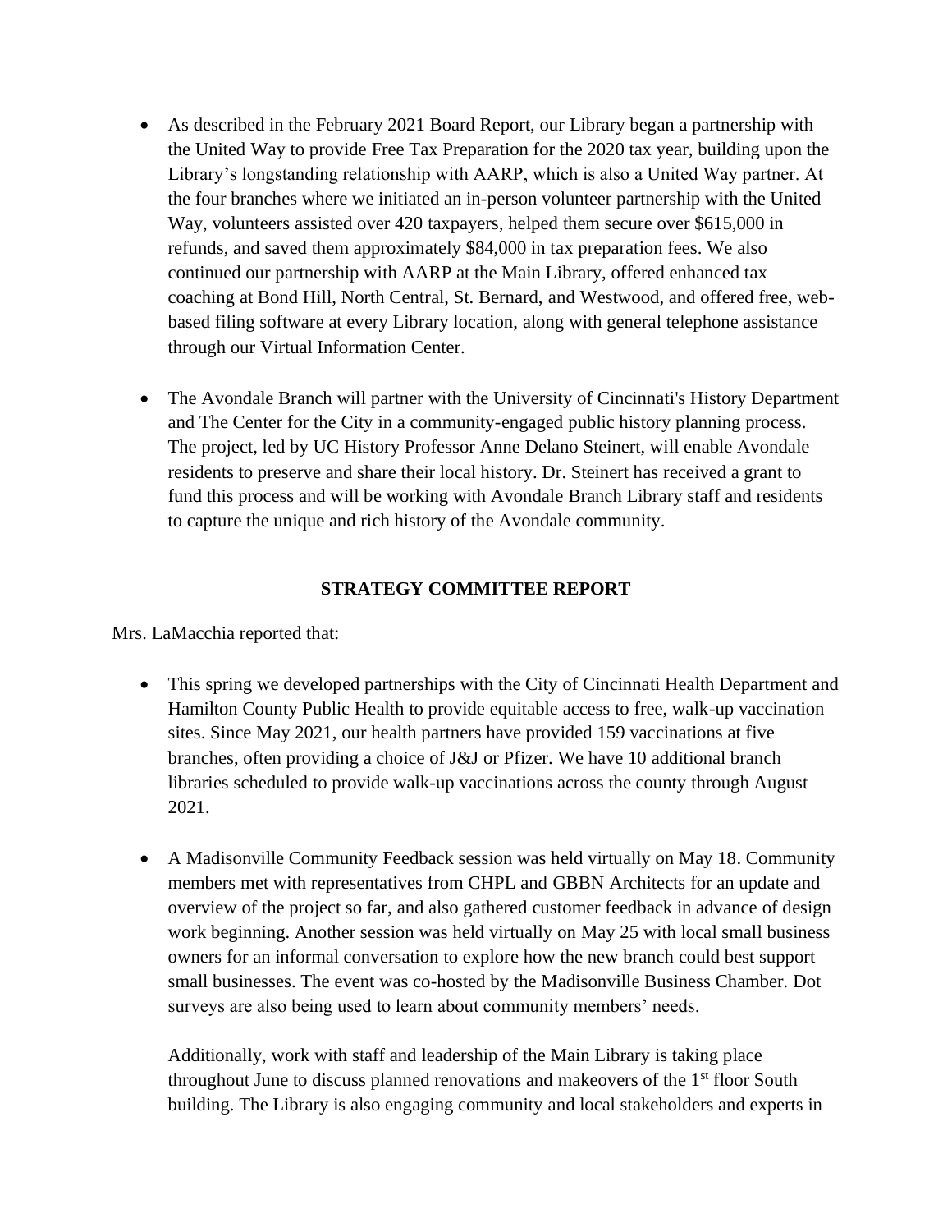- As described in the February 2021 Board Report, our Library began a partnership with the United Way to provide Free Tax Preparation for the 2020 tax year, building upon the Library's longstanding relationship with AARP, which is also a United Way partner. At the four branches where we initiated an in-person volunteer partnership with the United Way, volunteers assisted over 420 taxpayers, helped them secure over $615,000 in refunds, and saved them approximately $84,000 in tax preparation fees. We also continued our partnership with AARP at the Main Library, offered enhanced tax coaching at Bond Hill, North Central, St. Bernard, and Westwood, and offered free, web-based filing software at every Library location, along with general telephone assistance through our Virtual Information Center.

- The Avondale Branch will partner with the University of Cincinnati's History Department and The Center for the City in a community-engaged public history planning process. The project, led by UC History Professor Anne Delano Steinert, will enable Avondale residents to preserve and share their local history. Dr. Steinert has received a grant to fund this process and will be working with Avondale Branch Library staff and residents to capture the unique and rich history of the Avondale community.

**STRATEGY COMMITTEE REPORT**

Mrs. LaMacchia reported that:

- This spring we developed partnerships with the City of Cincinnati Health Department and Hamilton County Public Health to provide equitable access to free, walk-up vaccination sites. Since May 2021, our health partners have provided 159 vaccinations at five branches, often providing a choice of J&J or Pfizer. We have 10 additional branch libraries scheduled to provide walk-up vaccinations across the county through August 2021.

- A Madisonville Community Feedback session was held virtually on May 18. Community members met with representatives from CHPL and GBBN Architects for an update and overview of the project so far, and also gathered customer feedback in advance of design work beginning. Another session was held virtually on May 25 with local small business owners for an informal conversation to explore how the new branch could best support small businesses. The event was co-hosted by the Madisonville Business Chamber. Dot surveys are also being used to learn about community members' needs.

  Additionally, work with staff and leadership of the Main Library is taking place throughout June to discuss planned renovations and makeovers of the 1st floor South building. The Library is also engaging community and local stakeholders and experts in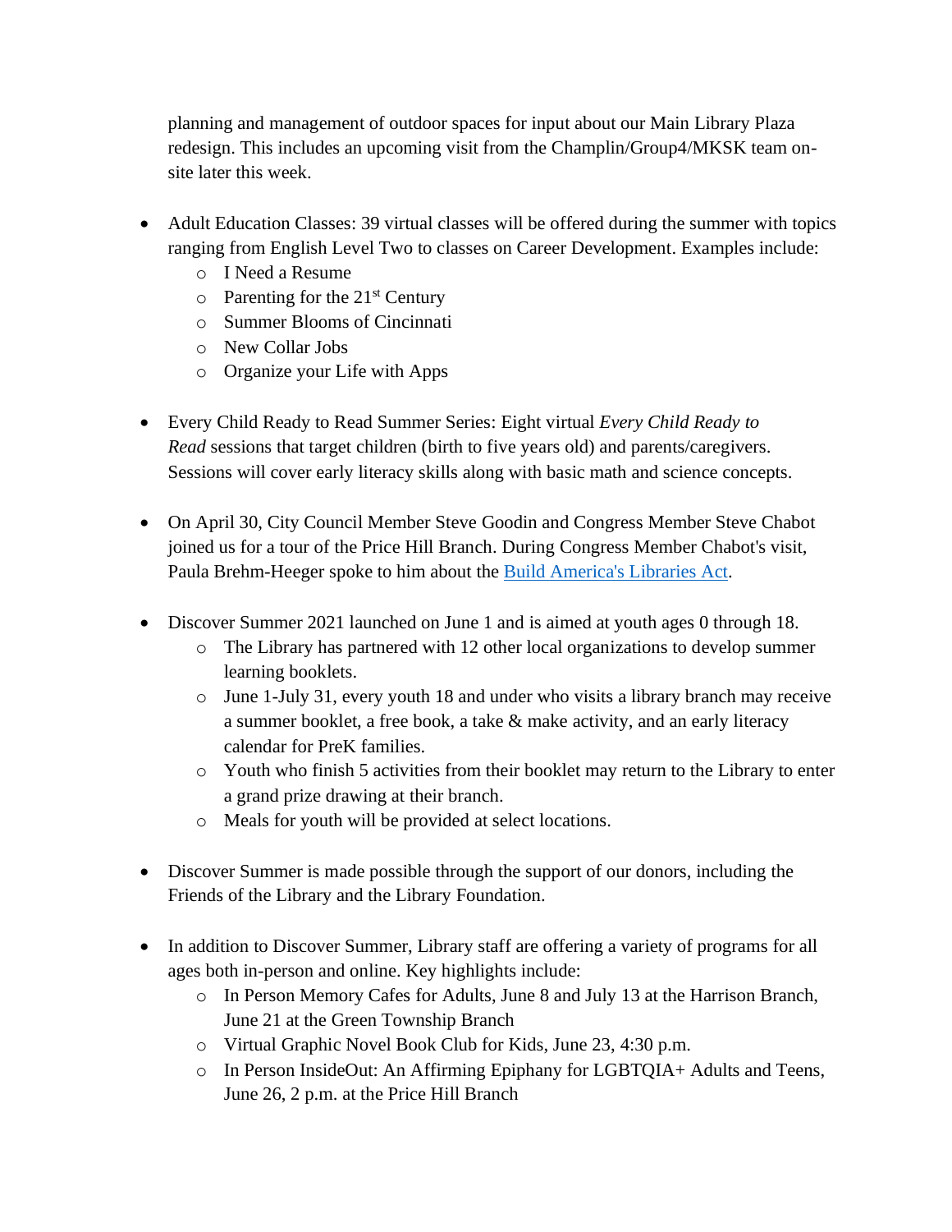planning and management of outdoor spaces for input about our Main Library Plaza redesign. This includes an upcoming visit from the Champlin/Group4/MKSK team on-site later this week.

- Adult Education Classes: 39 virtual classes will be offered during the summer with topics ranging from English Level Two to classes on Career Development. Examples include:
  - I Need a Resume
  - Parenting for the 21st Century
  - Summer Blooms of Cincinnati
  - New Collar Jobs
  - Organize your Life with Apps

- Every Child Ready to Read Summer Series: Eight virtual *Every Child Ready to Read* sessions that target children (birth to five years old) and parents/caregivers. Sessions will cover early literacy skills along with basic math and science concepts.

- On April 30, City Council Member Steve Goodin and Congress Member Steve Chabot joined us for a tour of the Price Hill Branch. During Congress Member Chabot's visit, Paula Brehm-Heeger spoke to him about the [Build America's Libraries Act](Build America's Libraries Act).

- Discover Summer 2021 launched on June 1 and is aimed at youth ages 0 through 18.
  - The Library has partnered with 12 other local organizations to develop summer learning booklets.
  - June 1-July 31, every youth 18 and under who visits a library branch may receive a summer booklet, a free book, a take & make activity, and an early literacy calendar for PreK families.
  - Youth who finish 5 activities from their booklet may return to the Library to enter a grand prize drawing at their branch.
  - Meals for youth will be provided at select locations.

- Discover Summer is made possible through the support of our donors, including the Friends of the Library and the Library Foundation.

- In addition to Discover Summer, Library staff are offering a variety of programs for all ages both in-person and online. Key highlights include:
  - In Person Memory Cafes for Adults, June 8 and July 13 at the Harrison Branch, June 21 at the Green Township Branch
  - Virtual Graphic Novel Book Club for Kids, June 23, 4:30 p.m.
  - In Person InsideOut: An Affirming Epiphany for LGBTQIA+ Adults and Teens, June 26, 2 p.m. at the Price Hill Branch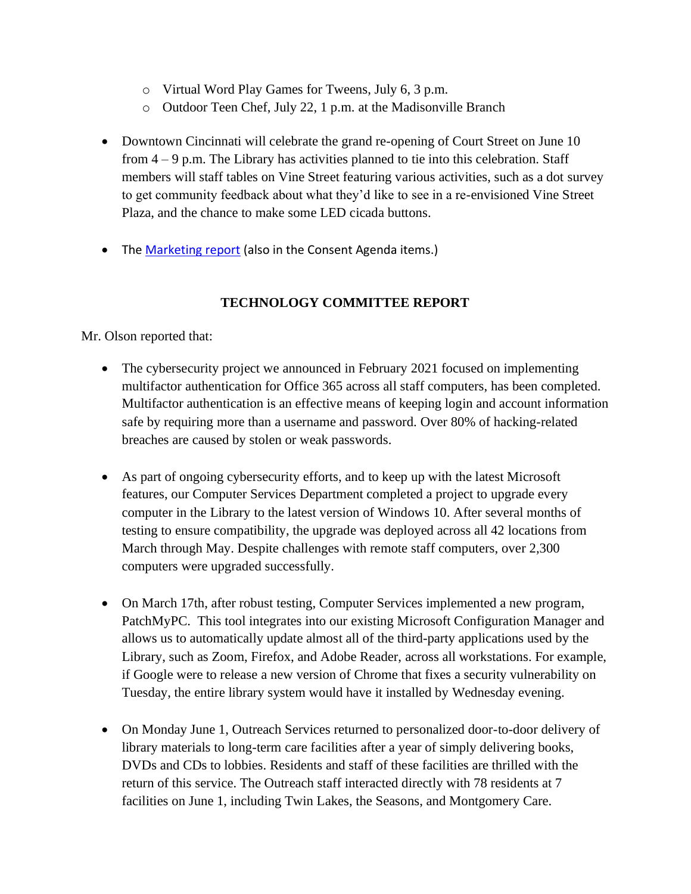- Virtual Word Play Games for Tweens, July 6, 3 p.m.
  - Outdoor Teen Chef, July 22, 1 p.m. at the Madisonville Branch

- Downtown Cincinnati will celebrate the grand re-opening of Court Street on June 10 from 4 – 9 p.m. The Library has activities planned to tie into this celebration. Staff members will staff tables on Vine Street featuring various activities, such as a dot survey to get community feedback about what they'd like to see in a re-envisioned Vine Street Plaza, and the chance to make some LED cicada buttons.

- The Marketing report (also in the Consent Agenda items.)

## TECHNOLOGY COMMITTEE REPORT

Mr. Olson reported that:

- The cybersecurity project we announced in February 2021 focused on implementing multifactor authentication for Office 365 across all staff computers, has been completed. Multifactor authentication is an effective means of keeping login and account information safe by requiring more than a username and password. Over 80% of hacking-related breaches are caused by stolen or weak passwords.

- As part of ongoing cybersecurity efforts, and to keep up with the latest Microsoft features, our Computer Services Department completed a project to upgrade every computer in the Library to the latest version of Windows 10. After several months of testing to ensure compatibility, the upgrade was deployed across all 42 locations from March through May. Despite challenges with remote staff computers, over 2,300 computers were upgraded successfully.

- On March 17th, after robust testing, Computer Services implemented a new program, PatchMyPC. This tool integrates into our existing Microsoft Configuration Manager and allows us to automatically update almost all of the third-party applications used by the Library, such as Zoom, Firefox, and Adobe Reader, across all workstations. For example, if Google were to release a new version of Chrome that fixes a security vulnerability on Tuesday, the entire library system would have it installed by Wednesday evening.

- On Monday June 1, Outreach Services returned to personalized door-to-door delivery of library materials to long-term care facilities after a year of simply delivering books, DVDs and CDs to lobbies. Residents and staff of these facilities are thrilled with the return of this service. The Outreach staff interacted directly with 78 residents at 7 facilities on June 1, including Twin Lakes, the Seasons, and Montgomery Care.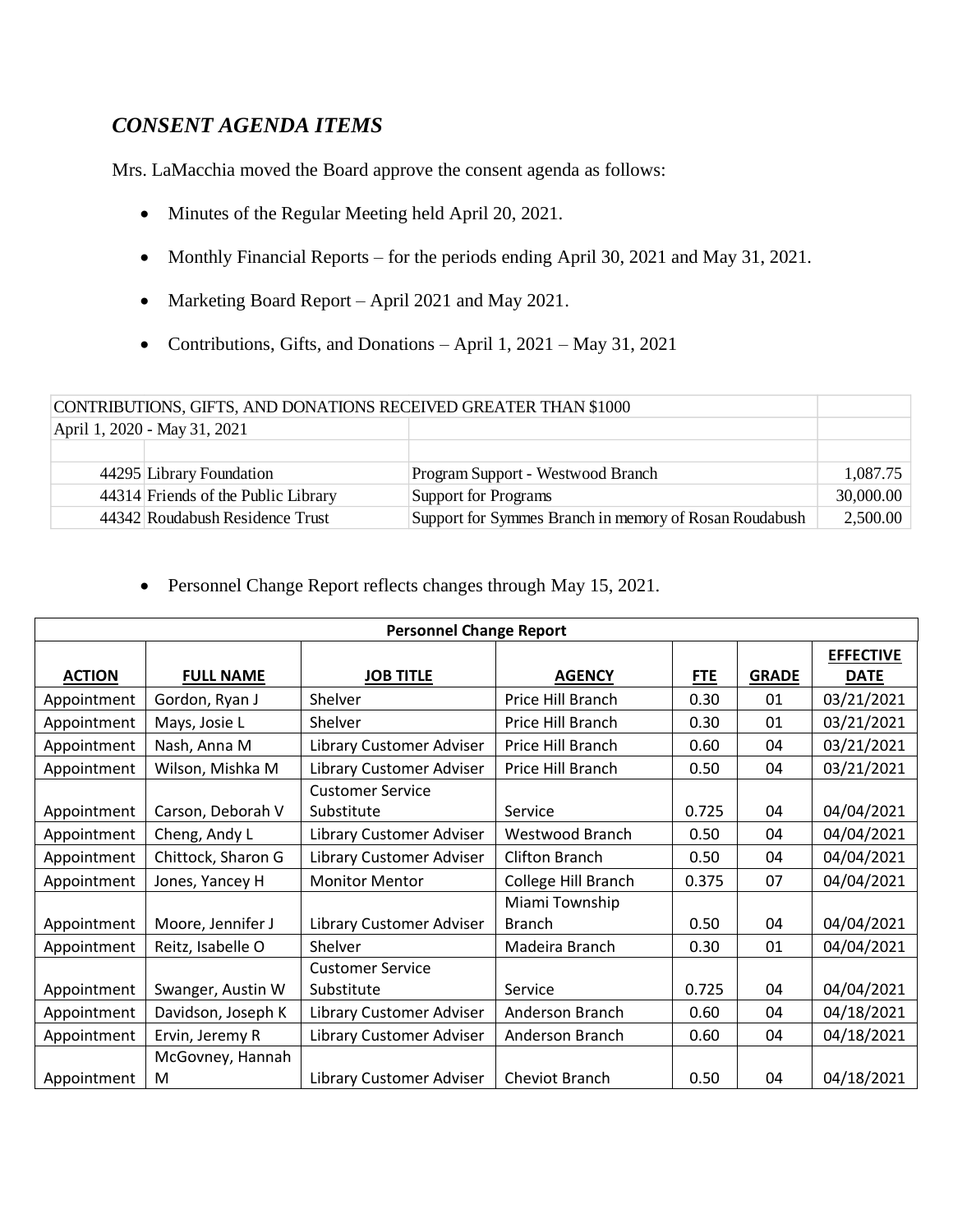## *CONSENT AGENDA ITEMS*

Mrs. LaMacchia moved the Board approve the consent agenda as follows:

- Minutes of the Regular Meeting held April 20, 2021.
- Monthly Financial Reports – for the periods ending April 30, 2021 and May 31, 2021.
- Marketing Board Report – April 2021 and May 2021.
- Contributions, Gifts, and Donations – April 1, 2021 – May 31, 2021

| CONTRIBUTIONS, GIFTS, AND DONATIONS RECEIVED GREATER THAN $1000 | | | |
|---|---|---|---|
| April 1, 2020 - May 31, 2021 | | | |
| | | | |
| 44295 | Library Foundation | Program Support - Westwood Branch | 1,087.75 |
| 44314 | Friends of the Public Library | Support for Programs | 30,000.00 |
| 44342 | Roudabush Residence Trust | Support for Symmes Branch in memory of Rosan Roudabush | 2,500.00 |

- Personnel Change Report reflects changes through May 15, 2021.

| Personnel Change Report | | | | | | |
|---|---|---|---|---|---|---|
| **ACTION** | **FULL NAME** | **JOB TITLE** | **AGENCY** | **FTE** | **GRADE** | **EFFECTIVE DATE** |
| Appointment | Gordon, Ryan J | Shelver | Price Hill Branch | 0.30 | 01 | 03/21/2021 |
| Appointment | Mays, Josie L | Shelver | Price Hill Branch | 0.30 | 01 | 03/21/2021 |
| Appointment | Nash, Anna M | Library Customer Adviser | Price Hill Branch | 0.60 | 04 | 03/21/2021 |
| Appointment | Wilson, Mishka M | Library Customer Adviser | Price Hill Branch | 0.50 | 04 | 03/21/2021 |
| Appointment | Carson, Deborah V | Customer Service Substitute | Service | 0.725 | 04 | 04/04/2021 |
| Appointment | Cheng, Andy L | Library Customer Adviser | Westwood Branch | 0.50 | 04 | 04/04/2021 |
| Appointment | Chittock, Sharon G | Library Customer Adviser | Clifton Branch | 0.50 | 04 | 04/04/2021 |
| Appointment | Jones, Yancey H | Monitor Mentor | College Hill Branch | 0.375 | 07 | 04/04/2021 |
| Appointment | Moore, Jennifer J | Library Customer Adviser | Miami Township Branch | 0.50 | 04 | 04/04/2021 |
| Appointment | Reitz, Isabelle O | Shelver | Madeira Branch | 0.30 | 01 | 04/04/2021 |
| Appointment | Swanger, Austin W | Customer Service Substitute | Service | 0.725 | 04 | 04/04/2021 |
| Appointment | Davidson, Joseph K | Library Customer Adviser | Anderson Branch | 0.60 | 04 | 04/18/2021 |
| Appointment | Ervin, Jeremy R | Library Customer Adviser | Anderson Branch | 0.60 | 04 | 04/18/2021 |
| Appointment | McGovney, Hannah M | Library Customer Adviser | Cheviot Branch | 0.50 | 04 | 04/18/2021 |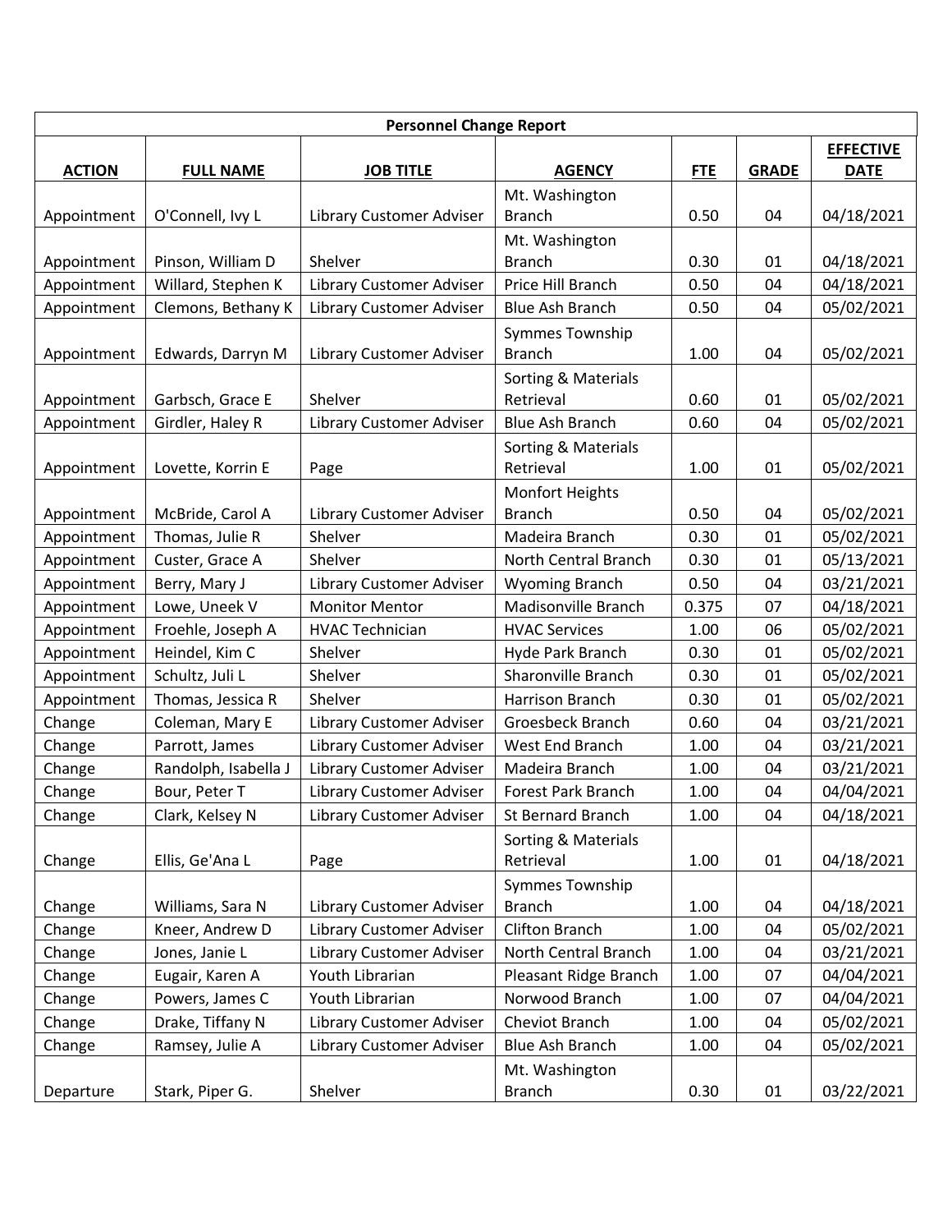| Personnel Change Report | | | | | | |
|---|---|---|---|---|---|---|
| **ACTION** | **FULL NAME** | **JOB TITLE** | **AGENCY** | **FTE** | **GRADE** | **EFFECTIVE DATE** |
| Appointment | O'Connell, Ivy L | Library Customer Adviser | Mt. Washington Branch | 0.50 | 04 | 04/18/2021 |
| Appointment | Pinson, William D | Shelver | Mt. Washington Branch | 0.30 | 01 | 04/18/2021 |
| Appointment | Willard, Stephen K | Library Customer Adviser | Price Hill Branch | 0.50 | 04 | 04/18/2021 |
| Appointment | Clemons, Bethany K | Library Customer Adviser | Blue Ash Branch | 0.50 | 04 | 05/02/2021 |
| Appointment | Edwards, Darryn M | Library Customer Adviser | Symmes Township Branch | 1.00 | 04 | 05/02/2021 |
| Appointment | Garbsch, Grace E | Shelver | Sorting & Materials Retrieval | 0.60 | 01 | 05/02/2021 |
| Appointment | Girdler, Haley R | Library Customer Adviser | Blue Ash Branch | 0.60 | 04 | 05/02/2021 |
| Appointment | Lovette, Korrin E | Page | Sorting & Materials Retrieval | 1.00 | 01 | 05/02/2021 |
| Appointment | McBride, Carol A | Library Customer Adviser | Monfort Heights Branch | 0.50 | 04 | 05/02/2021 |
| Appointment | Thomas, Julie R | Shelver | Madeira Branch | 0.30 | 01 | 05/02/2021 |
| Appointment | Custer, Grace A | Shelver | North Central Branch | 0.30 | 01 | 05/13/2021 |
| Appointment | Berry, Mary J | Library Customer Adviser | Wyoming Branch | 0.50 | 04 | 03/21/2021 |
| Appointment | Lowe, Uneek V | Monitor Mentor | Madisonville Branch | 0.375 | 07 | 04/18/2021 |
| Appointment | Froehle, Joseph A | HVAC Technician | HVAC Services | 1.00 | 06 | 05/02/2021 |
| Appointment | Heindel, Kim C | Shelver | Hyde Park Branch | 0.30 | 01 | 05/02/2021 |
| Appointment | Schultz, Juli L | Shelver | Sharonville Branch | 0.30 | 01 | 05/02/2021 |
| Appointment | Thomas, Jessica R | Shelver | Harrison Branch | 0.30 | 01 | 05/02/2021 |
| Change | Coleman, Mary E | Library Customer Adviser | Groesbeck Branch | 0.60 | 04 | 03/21/2021 |
| Change | Parrott, James | Library Customer Adviser | West End Branch | 1.00 | 04 | 03/21/2021 |
| Change | Randolph, Isabella J | Library Customer Adviser | Madeira Branch | 1.00 | 04 | 03/21/2021 |
| Change | Bour, Peter T | Library Customer Adviser | Forest Park Branch | 1.00 | 04 | 04/04/2021 |
| Change | Clark, Kelsey N | Library Customer Adviser | St Bernard Branch | 1.00 | 04 | 04/18/2021 |
| Change | Ellis, Ge'Ana L | Page | Sorting & Materials Retrieval | 1.00 | 01 | 04/18/2021 |
| Change | Williams, Sara N | Library Customer Adviser | Symmes Township Branch | 1.00 | 04 | 04/18/2021 |
| Change | Kneer, Andrew D | Library Customer Adviser | Clifton Branch | 1.00 | 04 | 05/02/2021 |
| Change | Jones, Janie L | Library Customer Adviser | North Central Branch | 1.00 | 04 | 03/21/2021 |
| Change | Eugair, Karen A | Youth Librarian | Pleasant Ridge Branch | 1.00 | 07 | 04/04/2021 |
| Change | Powers, James C | Youth Librarian | Norwood Branch | 1.00 | 07 | 04/04/2021 |
| Change | Drake, Tiffany N | Library Customer Adviser | Cheviot Branch | 1.00 | 04 | 05/02/2021 |
| Change | Ramsey, Julie A | Library Customer Adviser | Blue Ash Branch | 1.00 | 04 | 05/02/2021 |
| Departure | Stark, Piper G. | Shelver | Mt. Washington Branch | 0.30 | 01 | 03/22/2021 |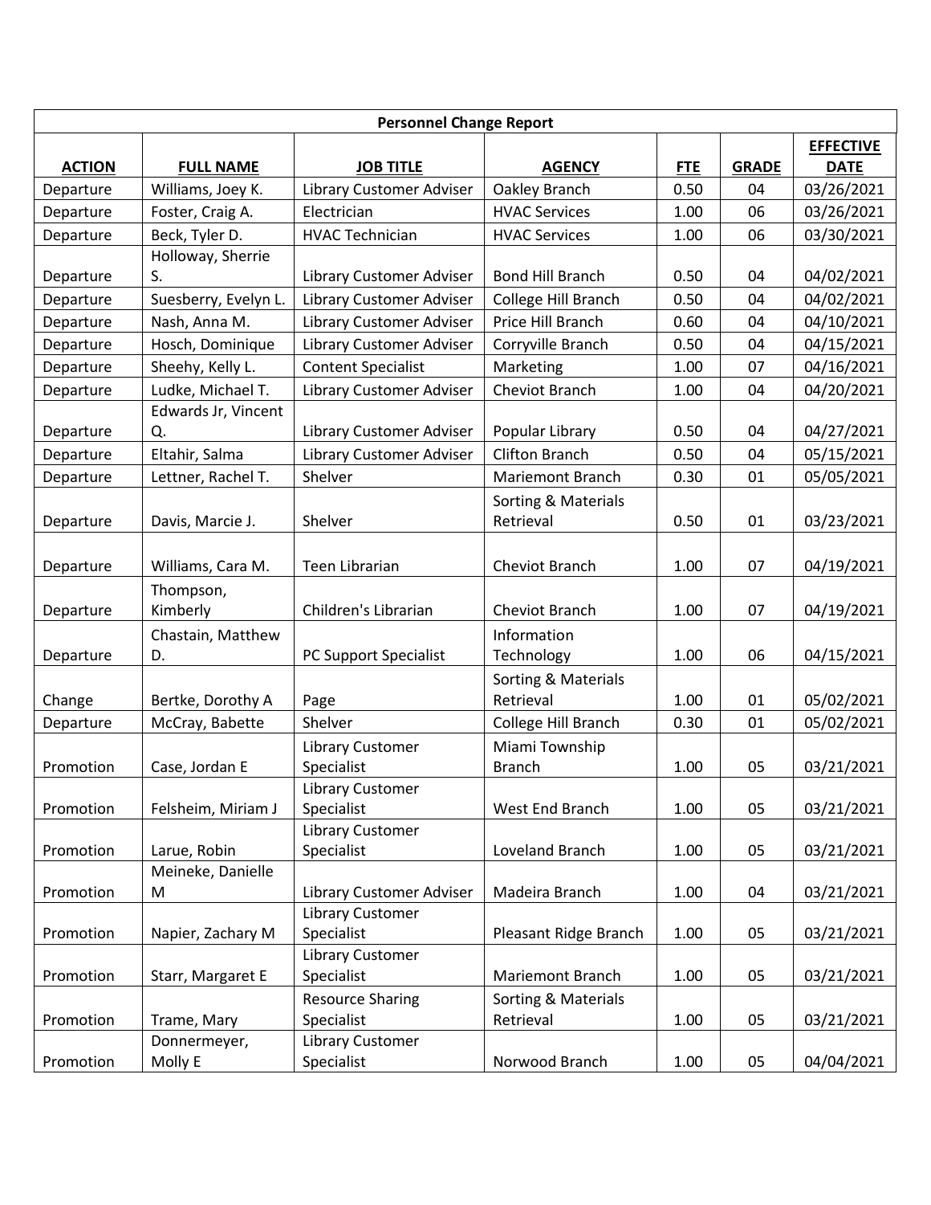| Personnel Change Report | | | | | | |
|---|---|---|---|---|---|---|
| **ACTION** | **FULL NAME** | **JOB TITLE** | **AGENCY** | **FTE** | **GRADE** | **EFFECTIVE DATE** |
| Departure | Williams, Joey K. | Library Customer Adviser | Oakley Branch | 0.50 | 04 | 03/26/2021 |
| Departure | Foster, Craig A. | Electrician | HVAC Services | 1.00 | 06 | 03/26/2021 |
| Departure | Beck, Tyler D. | HVAC Technician | HVAC Services | 1.00 | 06 | 03/30/2021 |
| Departure | Holloway, Sherrie S. | Library Customer Adviser | Bond Hill Branch | 0.50 | 04 | 04/02/2021 |
| Departure | Suesberry, Evelyn L. | Library Customer Adviser | College Hill Branch | 0.50 | 04 | 04/02/2021 |
| Departure | Nash, Anna M. | Library Customer Adviser | Price Hill Branch | 0.60 | 04 | 04/10/2021 |
| Departure | Hosch, Dominique | Library Customer Adviser | Corryville Branch | 0.50 | 04 | 04/15/2021 |
| Departure | Sheehy, Kelly L. | Content Specialist | Marketing | 1.00 | 07 | 04/16/2021 |
| Departure | Ludke, Michael T. | Library Customer Adviser | Cheviot Branch | 1.00 | 04 | 04/20/2021 |
| Departure | Edwards Jr, Vincent Q. | Library Customer Adviser | Popular Library | 0.50 | 04 | 04/27/2021 |
| Departure | Eltahir, Salma | Library Customer Adviser | Clifton Branch | 0.50 | 04 | 05/15/2021 |
| Departure | Lettner, Rachel T. | Shelver | Mariemont Branch | 0.30 | 01 | 05/05/2021 |
| Departure | Davis, Marcie J. | Shelver | Sorting & Materials Retrieval | 0.50 | 01 | 03/23/2021 |
| Departure | Williams, Cara M. | Teen Librarian | Cheviot Branch | 1.00 | 07 | 04/19/2021 |
| Departure | Thompson, Kimberly | Children's Librarian | Cheviot Branch | 1.00 | 07 | 04/19/2021 |
| Departure | Chastain, Matthew D. | PC Support Specialist | Information Technology | 1.00 | 06 | 04/15/2021 |
| Change | Bertke, Dorothy A | Page | Sorting & Materials Retrieval | 1.00 | 01 | 05/02/2021 |
| Departure | McCray, Babette | Shelver | College Hill Branch | 0.30 | 01 | 05/02/2021 |
| Promotion | Case, Jordan E | Library Customer Specialist | Miami Township Branch | 1.00 | 05 | 03/21/2021 |
| Promotion | Felsheim, Miriam J | Library Customer Specialist | West End Branch | 1.00 | 05 | 03/21/2021 |
| Promotion | Larue, Robin | Library Customer Specialist | Loveland Branch | 1.00 | 05 | 03/21/2021 |
| Promotion | Meineke, Danielle M | Library Customer Adviser | Madeira Branch | 1.00 | 04 | 03/21/2021 |
| Promotion | Napier, Zachary M | Library Customer Specialist | Pleasant Ridge Branch | 1.00 | 05 | 03/21/2021 |
| Promotion | Starr, Margaret E | Library Customer Specialist | Mariemont Branch | 1.00 | 05 | 03/21/2021 |
| Promotion | Trame, Mary | Resource Sharing Specialist | Sorting & Materials Retrieval | 1.00 | 05 | 03/21/2021 |
| Promotion | Donnermeyer, Molly E | Library Customer Specialist | Norwood Branch | 1.00 | 05 | 04/04/2021 |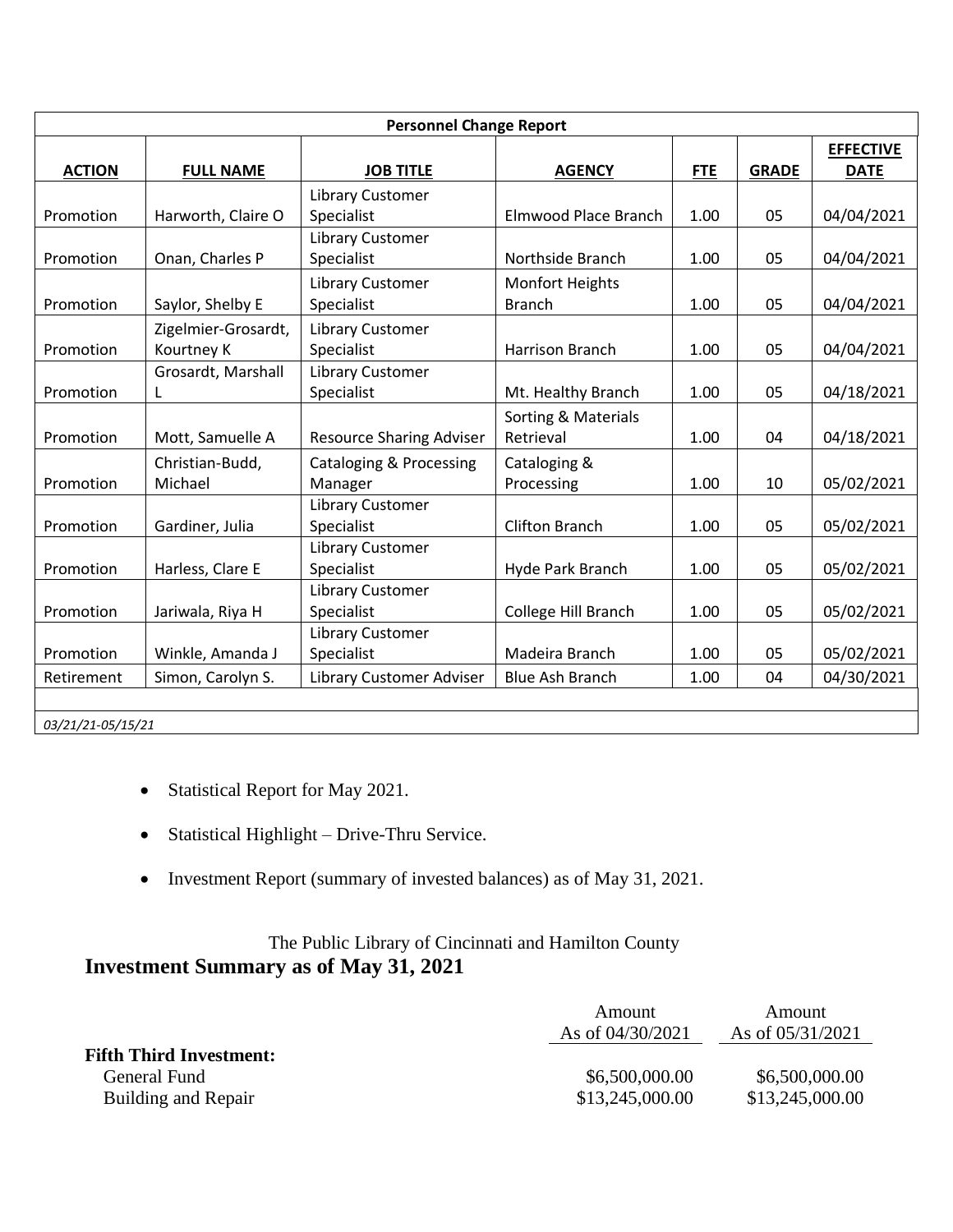| Personnel Change Report | | | | | | |
|---|---|---|---|---|---|---|
| **ACTION** | **FULL NAME** | **JOB TITLE** | **AGENCY** | **FTE** | **GRADE** | **EFFECTIVE DATE** |
| Promotion | Harworth, Claire O | Library Customer Specialist | Elmwood Place Branch | 1.00 | 05 | 04/04/2021 |
| Promotion | Onan, Charles P | Library Customer Specialist | Northside Branch | 1.00 | 05 | 04/04/2021 |
| Promotion | Saylor, Shelby E | Library Customer Specialist | Monfort Heights Branch | 1.00 | 05 | 04/04/2021 |
| Promotion | Zigelmier-Grosardt, Kourtney K | Library Customer Specialist | Harrison Branch | 1.00 | 05 | 04/04/2021 |
| Promotion | Grosardt, Marshall L | Library Customer Specialist | Mt. Healthy Branch | 1.00 | 05 | 04/18/2021 |
| Promotion | Mott, Samuelle A | Resource Sharing Adviser | Sorting & Materials Retrieval | 1.00 | 04 | 04/18/2021 |
| Promotion | Christian-Budd, Michael | Cataloging & Processing Manager | Cataloging & Processing | 1.00 | 10 | 05/02/2021 |
| Promotion | Gardiner, Julia | Library Customer Specialist | Clifton Branch | 1.00 | 05 | 05/02/2021 |
| Promotion | Harless, Clare E | Library Customer Specialist | Hyde Park Branch | 1.00 | 05 | 05/02/2021 |
| Promotion | Jariwala, Riya H | Library Customer Specialist | College Hill Branch | 1.00 | 05 | 05/02/2021 |
| Promotion | Winkle, Amanda J | Library Customer Specialist | Madeira Branch | 1.00 | 05 | 05/02/2021 |
| Retirement | Simon, Carolyn S. | Library Customer Adviser | Blue Ash Branch | 1.00 | 04 | 04/30/2021 |
| | | | | | | |
| *03/21/21-05/15/21* | | | | | | |

- Statistical Report for May 2021.
- Statistical Highlight – Drive-Thru Service.
- Investment Report (summary of invested balances) as of May 31, 2021.

The Public Library of Cincinnati and Hamilton County

## Investment Summary as of May 31, 2021

| | Amount As of 04/30/2021 | Amount As of 05/31/2021 |
|---|---|---|
| **Fifth Third Investment:** | | |
| General Fund | \$6,500,000.00 | \$6,500,000.00 |
| Building and Repair | \$13,245,000.00 | \$13,245,000.00 |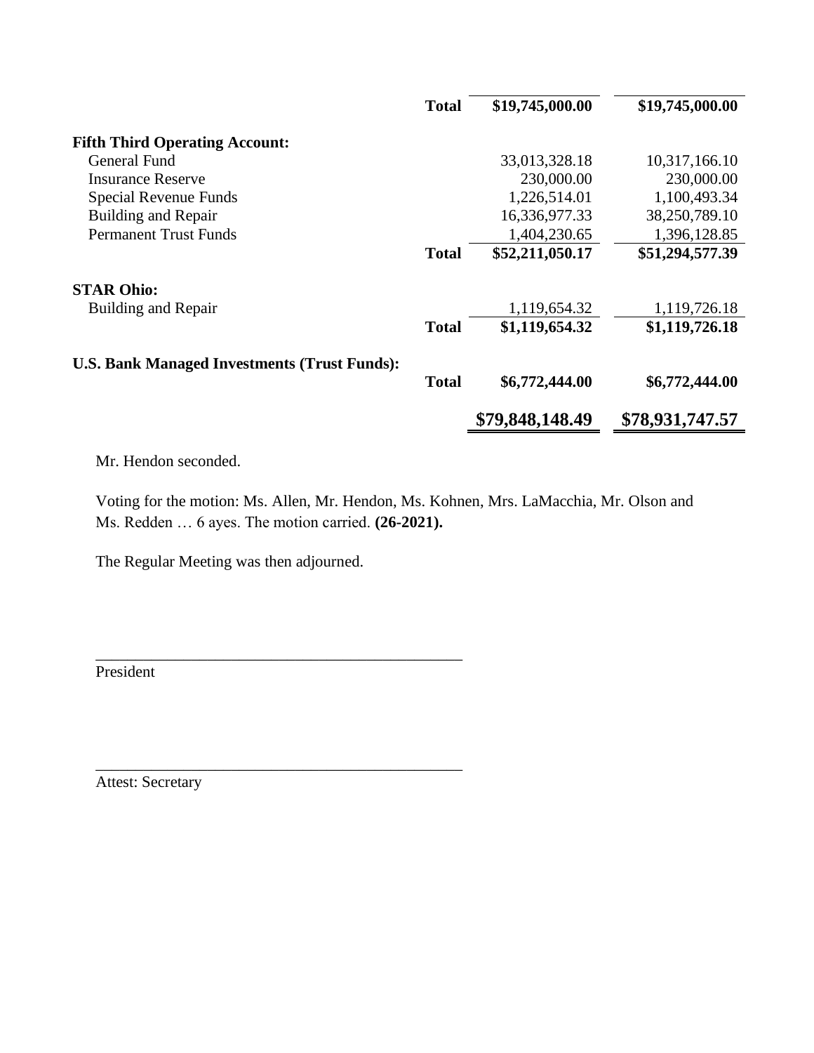| | | | |
|---|---|---|---|
| | **Total** | **$19,745,000.00** | **$19,745,000.00** |
| **Fifth Third Operating Account:** | | | |
| General Fund | | 33,013,328.18 | 10,317,166.10 |
| Insurance Reserve | | 230,000.00 | 230,000.00 |
| Special Revenue Funds | | 1,226,514.01 | 1,100,493.34 |
| Building and Repair | | 16,336,977.33 | 38,250,789.10 |
| Permanent Trust Funds | | 1,404,230.65 | 1,396,128.85 |
| | **Total** | **$52,211,050.17** | **$51,294,577.39** |
| **STAR Ohio:** | | | |
| Building and Repair | | 1,119,654.32 | 1,119,726.18 |
| | **Total** | **$1,119,654.32** | **$1,119,726.18** |
| **U.S. Bank Managed Investments (Trust Funds):** | | | |
| | **Total** | **$6,772,444.00** | **$6,772,444.00** |
| | | **$79,848,148.49** | **$78,931,747.57** |

Mr. Hendon seconded.

Voting for the motion: Ms. Allen, Mr. Hendon, Ms. Kohnen, Mrs. LaMacchia, Mr. Olson and Ms. Redden … 6 ayes. The motion carried. **(26-2021).**

The Regular Meeting was then adjourned.

_______________________________________________
President

_______________________________________________
Attest: Secretary